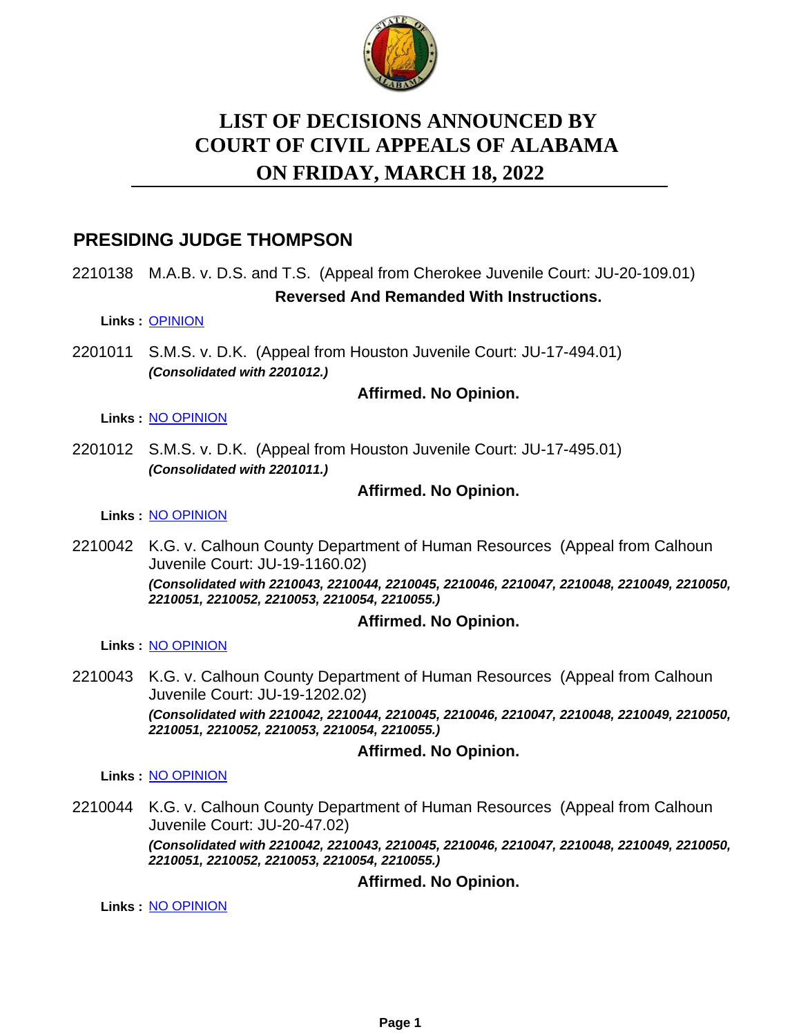# LIST OF DECISIONS ANNOUNCED BY COURT OF CIVIL APPEALS OF ALABAMA ON FRIDAY, MARCH 18, 2022

## PRESIDING JUDGE THOMPSON

2210138 M.A.B. v. D.S. and T.S. (Appeal from Cherokee Juvenile Court: JU-20-109.01)

**Reversed And Remanded With Instructions.**

**Links :** OPINION

2201011 S.M.S. v. D.K. (Appeal from Houston Juvenile Court: JU-17-494.01)
***(Consolidated with 2201012.)***

**Affirmed. No Opinion.**

**Links :** NO OPINION

2201012 S.M.S. v. D.K. (Appeal from Houston Juvenile Court: JU-17-495.01)
***(Consolidated with 2201011.)***

**Affirmed. No Opinion.**

**Links :** NO OPINION

2210042 K.G. v. Calhoun County Department of Human Resources (Appeal from Calhoun Juvenile Court: JU-19-1160.02)
***(Consolidated with 2210043, 2210044, 2210045, 2210046, 2210047, 2210048, 2210049, 2210050, 2210051, 2210052, 2210053, 2210054, 2210055.)***

**Affirmed. No Opinion.**

**Links :** NO OPINION

2210043 K.G. v. Calhoun County Department of Human Resources (Appeal from Calhoun Juvenile Court: JU-19-1202.02)
***(Consolidated with 2210042, 2210044, 2210045, 2210046, 2210047, 2210048, 2210049, 2210050, 2210051, 2210052, 2210053, 2210054, 2210055.)***

**Affirmed. No Opinion.**

**Links :** NO OPINION

2210044 K.G. v. Calhoun County Department of Human Resources (Appeal from Calhoun Juvenile Court: JU-20-47.02)
***(Consolidated with 2210042, 2210043, 2210045, 2210046, 2210047, 2210048, 2210049, 2210050, 2210051, 2210052, 2210053, 2210054, 2210055.)***

**Affirmed. No Opinion.**

**Links :** NO OPINION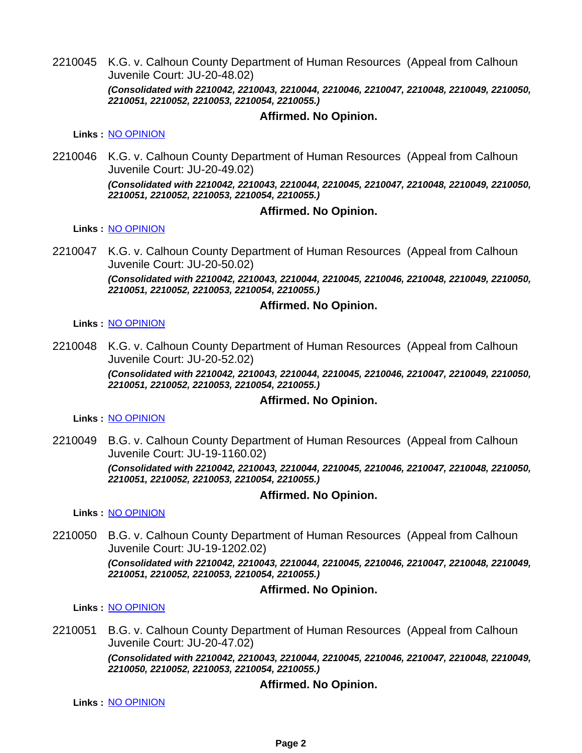2210045 K.G. v. Calhoun County Department of Human Resources (Appeal from Calhoun Juvenile Court: JU-20-48.02)

***(Consolidated with 2210042, 2210043, 2210044, 2210046, 2210047, 2210048, 2210049, 2210050, 2210051, 2210052, 2210053, 2210054, 2210055.)***

**Affirmed. No Opinion.**

**Links :** NO OPINION

2210046 K.G. v. Calhoun County Department of Human Resources (Appeal from Calhoun Juvenile Court: JU-20-49.02)

***(Consolidated with 2210042, 2210043, 2210044, 2210045, 2210047, 2210048, 2210049, 2210050, 2210051, 2210052, 2210053, 2210054, 2210055.)***

**Affirmed. No Opinion.**

**Links :** NO OPINION

2210047 K.G. v. Calhoun County Department of Human Resources (Appeal from Calhoun Juvenile Court: JU-20-50.02)

***(Consolidated with 2210042, 2210043, 2210044, 2210045, 2210046, 2210048, 2210049, 2210050, 2210051, 2210052, 2210053, 2210054, 2210055.)***

**Affirmed. No Opinion.**

**Links :** NO OPINION

2210048 K.G. v. Calhoun County Department of Human Resources (Appeal from Calhoun Juvenile Court: JU-20-52.02)

***(Consolidated with 2210042, 2210043, 2210044, 2210045, 2210046, 2210047, 2210049, 2210050, 2210051, 2210052, 2210053, 2210054, 2210055.)***

**Affirmed. No Opinion.**

**Links :** NO OPINION

2210049 B.G. v. Calhoun County Department of Human Resources (Appeal from Calhoun Juvenile Court: JU-19-1160.02)

***(Consolidated with 2210042, 2210043, 2210044, 2210045, 2210046, 2210047, 2210048, 2210050, 2210051, 2210052, 2210053, 2210054, 2210055.)***

**Affirmed. No Opinion.**

**Links :** NO OPINION

2210050 B.G. v. Calhoun County Department of Human Resources (Appeal from Calhoun Juvenile Court: JU-19-1202.02)

***(Consolidated with 2210042, 2210043, 2210044, 2210045, 2210046, 2210047, 2210048, 2210049, 2210051, 2210052, 2210053, 2210054, 2210055.)***

**Affirmed. No Opinion.**

**Links :** NO OPINION

2210051 B.G. v. Calhoun County Department of Human Resources (Appeal from Calhoun Juvenile Court: JU-20-47.02)

***(Consolidated with 2210042, 2210043, 2210044, 2210045, 2210046, 2210047, 2210048, 2210049, 2210050, 2210052, 2210053, 2210054, 2210055.)***

**Affirmed. No Opinion.**

**Links :** NO OPINION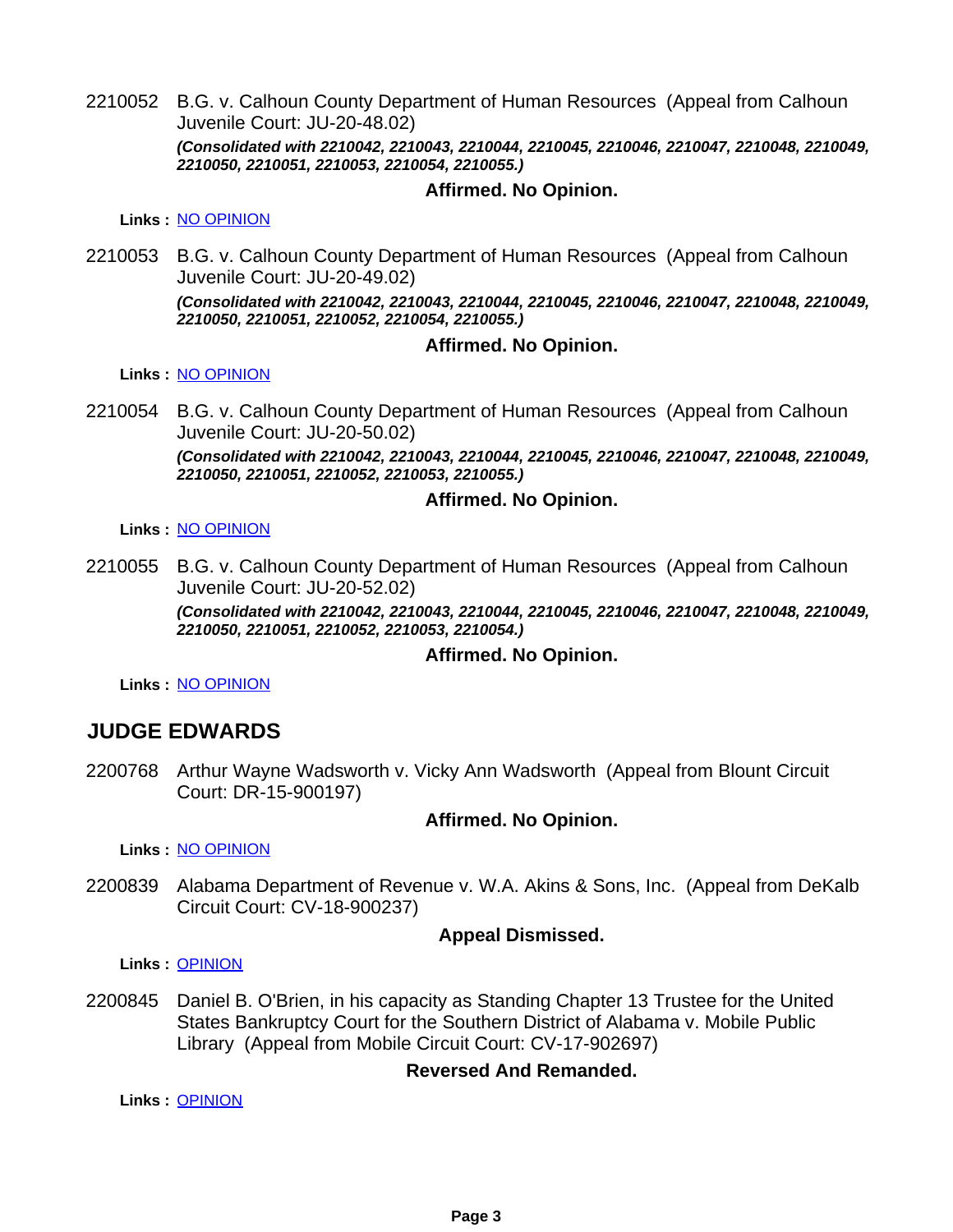2210052 B.G. v. Calhoun County Department of Human Resources (Appeal from Calhoun Juvenile Court: JU-20-48.02)

***(Consolidated with 2210042, 2210043, 2210044, 2210045, 2210046, 2210047, 2210048, 2210049, 2210050, 2210051, 2210053, 2210054, 2210055.)***

**Affirmed. No Opinion.**

**Links :** NO OPINION

2210053 B.G. v. Calhoun County Department of Human Resources (Appeal from Calhoun Juvenile Court: JU-20-49.02)

***(Consolidated with 2210042, 2210043, 2210044, 2210045, 2210046, 2210047, 2210048, 2210049, 2210050, 2210051, 2210052, 2210054, 2210055.)***

**Affirmed. No Opinion.**

**Links :** NO OPINION

2210054 B.G. v. Calhoun County Department of Human Resources (Appeal from Calhoun Juvenile Court: JU-20-50.02)

***(Consolidated with 2210042, 2210043, 2210044, 2210045, 2210046, 2210047, 2210048, 2210049, 2210050, 2210051, 2210052, 2210053, 2210055.)***

**Affirmed. No Opinion.**

**Links :** NO OPINION

2210055 B.G. v. Calhoun County Department of Human Resources (Appeal from Calhoun Juvenile Court: JU-20-52.02)

***(Consolidated with 2210042, 2210043, 2210044, 2210045, 2210046, 2210047, 2210048, 2210049, 2210050, 2210051, 2210052, 2210053, 2210054.)***

**Affirmed. No Opinion.**

**Links :** NO OPINION

## JUDGE EDWARDS

2200768 Arthur Wayne Wadsworth v. Vicky Ann Wadsworth (Appeal from Blount Circuit Court: DR-15-900197)

**Affirmed. No Opinion.**

**Links :** NO OPINION

2200839 Alabama Department of Revenue v. W.A. Akins & Sons, Inc. (Appeal from DeKalb Circuit Court: CV-18-900237)

**Appeal Dismissed.**

**Links :** OPINION

2200845 Daniel B. O'Brien, in his capacity as Standing Chapter 13 Trustee for the United States Bankruptcy Court for the Southern District of Alabama v. Mobile Public Library (Appeal from Mobile Circuit Court: CV-17-902697)

**Reversed And Remanded.**

**Links :** OPINION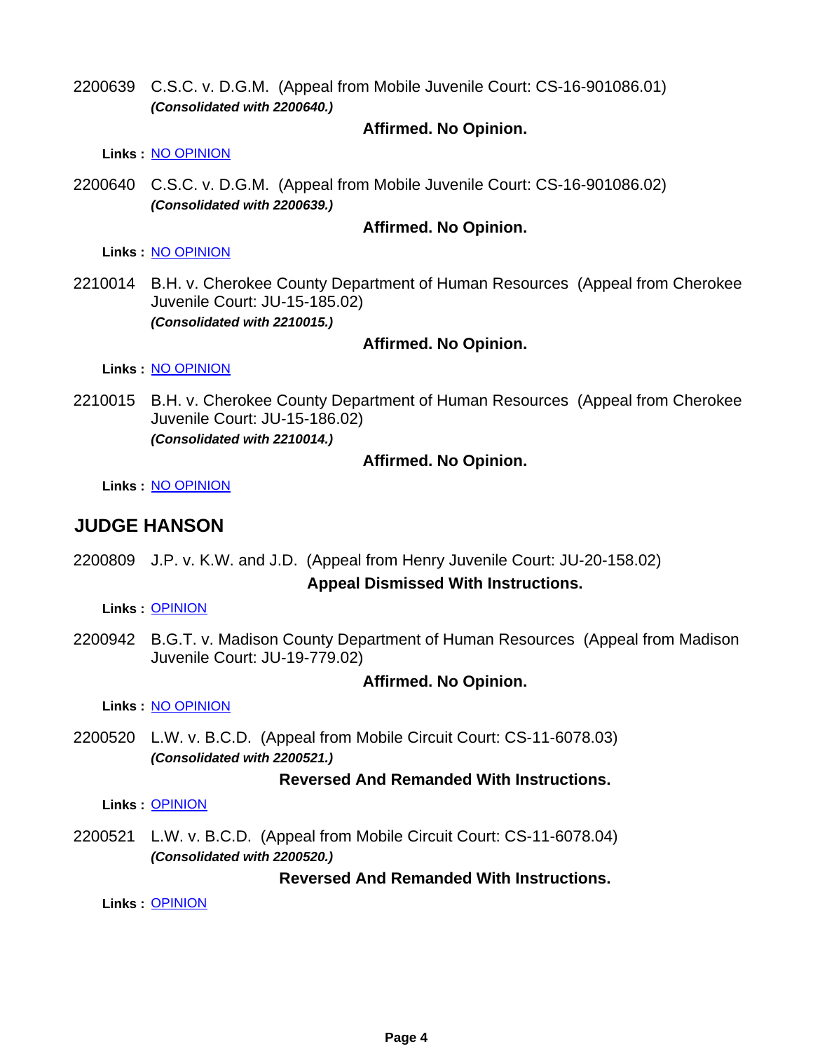2200639 C.S.C. v. D.G.M. (Appeal from Mobile Juvenile Court: CS-16-901086.01)
***(Consolidated with 2200640.)***

**Affirmed. No Opinion.**

**Links :** NO OPINION

2200640 C.S.C. v. D.G.M. (Appeal from Mobile Juvenile Court: CS-16-901086.02)
***(Consolidated with 2200639.)***

**Affirmed. No Opinion.**

**Links :** NO OPINION

2210014 B.H. v. Cherokee County Department of Human Resources (Appeal from Cherokee Juvenile Court: JU-15-185.02)
***(Consolidated with 2210015.)***

**Affirmed. No Opinion.**

**Links :** NO OPINION

2210015 B.H. v. Cherokee County Department of Human Resources (Appeal from Cherokee Juvenile Court: JU-15-186.02)
***(Consolidated with 2210014.)***

**Affirmed. No Opinion.**

**Links :** NO OPINION

## JUDGE HANSON

2200809 J.P. v. K.W. and J.D. (Appeal from Henry Juvenile Court: JU-20-158.02)

**Appeal Dismissed With Instructions.**

**Links :** OPINION

2200942 B.G.T. v. Madison County Department of Human Resources (Appeal from Madison Juvenile Court: JU-19-779.02)

**Affirmed. No Opinion.**

**Links :** NO OPINION

2200520 L.W. v. B.C.D. (Appeal from Mobile Circuit Court: CS-11-6078.03)
***(Consolidated with 2200521.)***

**Reversed And Remanded With Instructions.**

**Links :** OPINION

2200521 L.W. v. B.C.D. (Appeal from Mobile Circuit Court: CS-11-6078.04)
***(Consolidated with 2200520.)***

**Reversed And Remanded With Instructions.**

**Links :** OPINION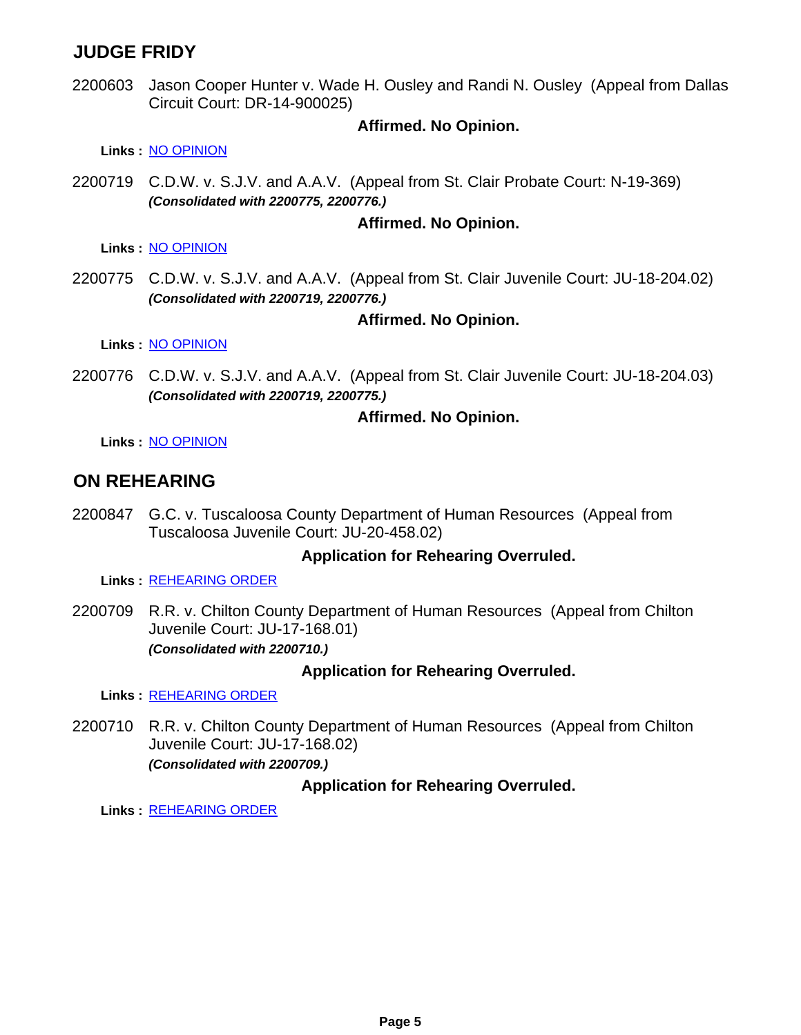## JUDGE FRIDY

2200603 Jason Cooper Hunter v. Wade H. Ousley and Randi N. Ousley (Appeal from Dallas Circuit Court: DR-14-900025)

**Affirmed. No Opinion.**

**Links :** NO OPINION

2200719 C.D.W. v. S.J.V. and A.A.V. (Appeal from St. Clair Probate Court: N-19-369)
***(Consolidated with 2200775, 2200776.)***

**Affirmed. No Opinion.**

**Links :** NO OPINION

2200775 C.D.W. v. S.J.V. and A.A.V. (Appeal from St. Clair Juvenile Court: JU-18-204.02)
***(Consolidated with 2200719, 2200776.)***

**Affirmed. No Opinion.**

**Links :** NO OPINION

2200776 C.D.W. v. S.J.V. and A.A.V. (Appeal from St. Clair Juvenile Court: JU-18-204.03)
***(Consolidated with 2200719, 2200775.)***

**Affirmed. No Opinion.**

**Links :** NO OPINION

## ON REHEARING

2200847 G.C. v. Tuscaloosa County Department of Human Resources (Appeal from Tuscaloosa Juvenile Court: JU-20-458.02)

**Application for Rehearing Overruled.**

**Links :** REHEARING ORDER

2200709 R.R. v. Chilton County Department of Human Resources (Appeal from Chilton Juvenile Court: JU-17-168.01)
***(Consolidated with 2200710.)***

**Application for Rehearing Overruled.**

**Links :** REHEARING ORDER

2200710 R.R. v. Chilton County Department of Human Resources (Appeal from Chilton Juvenile Court: JU-17-168.02)
***(Consolidated with 2200709.)***

**Application for Rehearing Overruled.**

**Links :** REHEARING ORDER